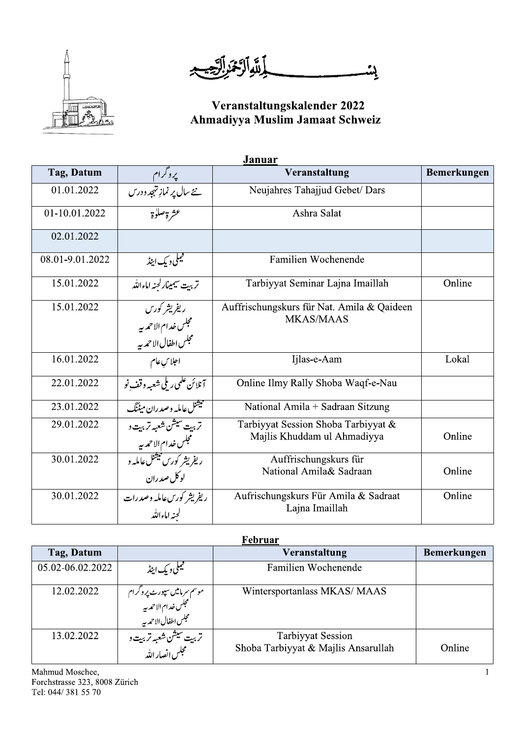بِسۡمِ اللّٰہِ الرَّحۡمٰنِ الرَّحِیۡمِ

# Veranstaltungskalender 2022
# Ahmadiyya Muslim Jamaat Schweiz

## Januar

| Tag, Datum | پروگرام | Veranstaltung | Bemerkungen |
|---|---|---|---|
| 01.01.2022 | نئے سال پر نمازِ تہجد و درس | Neujahres Tahajjud Gebet/ Dars | |
| 01-10.01.2022 | عشرۂ صلوٰۃ | Ashra Salat | |
| 02.01.2022 | | | |
| 08.01-9.01.2022 | فیملی ویک اینڈ | Familien Wochenende | |
| 15.01.2022 | تربیت سیمینار لجنہ اماء اللہ | Tarbiyyat Seminar Lajna Imaillah | Online |
| 15.01.2022 | ریفریشر کورس مجلس خدام الاحمدیہ مجلس اطفال الاحمدیہ | Auffrischungskurs für Nat. Amila & Qaideen MKAS/MAAS | |
| 16.01.2022 | اجلاسِ عام | Ijlas-e-Aam | Lokal |
| 22.01.2022 | آنلائن علمی ریلی شعبہ وقفِ نو | Online Ilmy Rally Shoba Waqf-e-Nau | |
| 23.01.2022 | نیشنل عاملہ و صدران میٹنگ | National Amila + Sadraan Sitzung | |
| 29.01.2022 | تربیت سیشن شعبہ تربیت و مجلس خدام الاحمدیہ | Tarbiyyat Session Shoba Tarbiyyat & Majlis Khuddam ul Ahmadiyya | Online |
| 30.01.2022 | ریفریشر کورس نیشنل عاملہ و لوکل صدران | Auffrischungskurs für National Amila& Sadraan | Online |
| 30.01.2022 | ریفریشر کورس عاملہ و صدرات لجنہ اماء اللہ | Aufrischungskurs Für Amila & Sadraat Lajna Imaillah | Online |

## Februar

| Tag, Datum | | Veranstaltung | Bemerkungen |
|---|---|---|---|
| 05.02-06.02.2022 | فیملی ویک اینڈ | Familien Wochenende | |
| 12.02.2022 | موسم سرما میں سپورٹ پروگرام مجلس خدام الاحمدیہ مجلس اطفال الاحمدیہ | Wintersportanlass MKAS/ MAAS | |
| 13.02.2022 | تربیت سیشن شعبہ تربیت و مجلس انصار اللہ | Tarbiyyat Session Shoba Tarbiyyat & Majlis Ansarullah | Online |

Mahmud Moschee,
Forchstrasse 323, 8008 Zürich
Tel: 044/ 381 55 70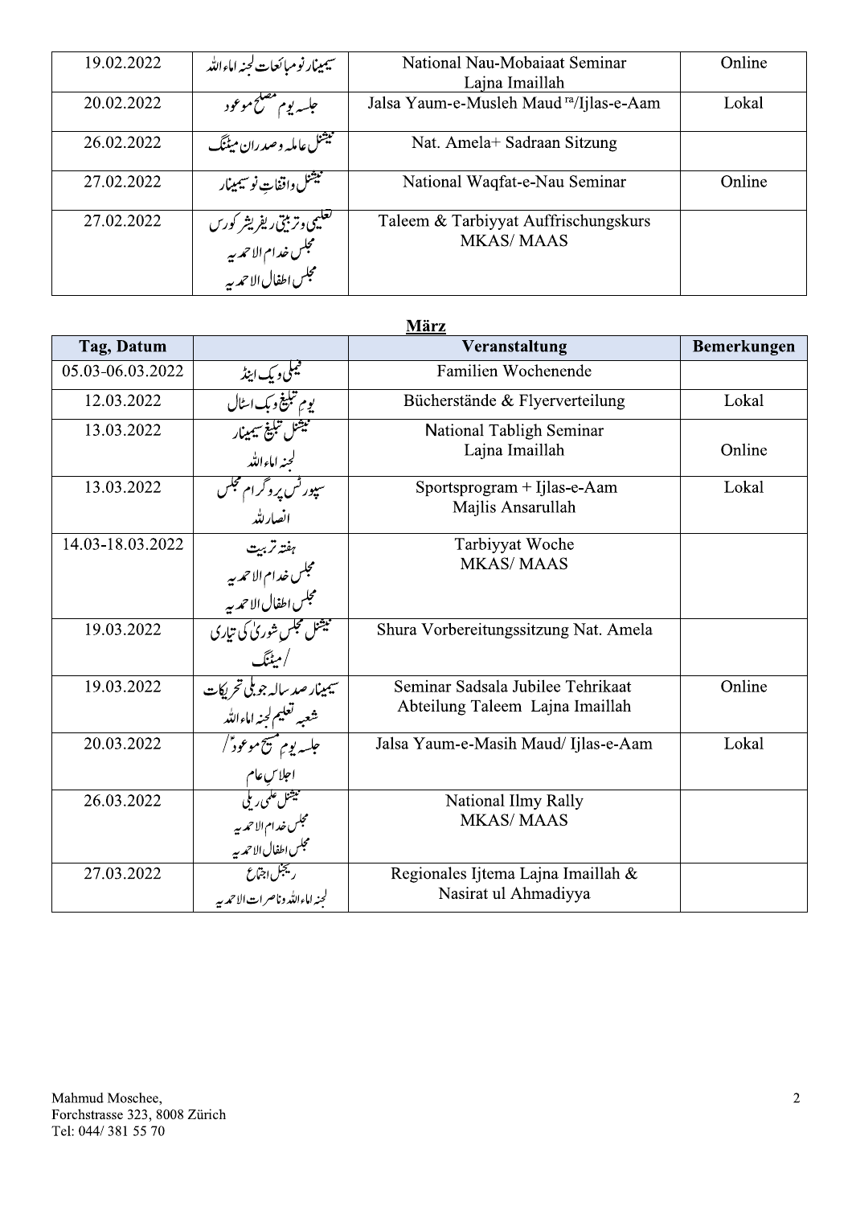| 19.02.2022 | سیمینار نومبائعات لجنہ اماءاللہ | National Nau-Mobaiaat Seminar Lajna Imaillah | Online |
|---|---|---|---|
| 20.02.2022 | جلسہ یوم مصلح موعود | Jalsa Yaum-e-Musleh Maud ra/Ijlas-e-Aam | Lokal |
| 26.02.2022 | نیشنل عاملہ وصدران میٹنگ | Nat. Amela+ Sadraan Sitzung | |
| 27.02.2022 | نیشنل واقفاتِ نو سیمینار | National Waqfat-e-Nau Seminar | Online |
| 27.02.2022 | تعلیمی وتربیتی ریفریشر کورس مجلس خدام الاحمدیہ مجلس اطفال الاحمدیہ | Taleem & Tarbiyyat Auffrischungskurs MKAS/ MAAS | |

**März**

| Tag, Datum | | Veranstaltung | Bemerkungen |
|---|---|---|---|
| 05.03-06.03.2022 | فیملی ویک اینڈ | Familien Wochenende | |
| 12.03.2022 | یوم تبلیغ وبک اسٹال | Bücherstände & Flyerverteilung | Lokal |
| 13.03.2022 | نیشنل تبلیغ سیمینار لجنہ اماءاللہ | National Tabligh Seminar Lajna Imaillah | Online |
| 13.03.2022 | سپورٹس پروگرام مجلس انصاراللہ | Sportsprogram + Ijlas-e-Aam Majlis Ansarullah | Lokal |
| 14.03-18.03.2022 | ہفتہ تربیت مجلس خدام الاحمدیہ مجلس اطفال الاحمدیہ | Tarbiyyat Woche MKAS/ MAAS | |
| 19.03.2022 | نیشنل مجلس شوریٰ کی تیاری /میٹنگ | Shura Vorbereitungssitzung Nat. Amela | |
| 19.03.2022 | سیمینار صد سالہ جوبلی تحریکات شعبہ تعلیم لجنہ اماءاللہ | Seminar Sadsala Jubilee Tehrikaat Abteilung Taleem Lajna Imaillah | Online |
| 20.03.2022 | جلسہ یوم مسیح موعودؑ/ اجلاسِ عام | Jalsa Yaum-e-Masih Maud/ Ijlas-e-Aam | Lokal |
| 26.03.2022 | نیشنل علمی ریلی مجلس خدام الاحمدیہ مجلس اطفال الاحمدیہ | National Ilmy Rally MKAS/ MAAS | |
| 27.03.2022 | ریجنل اجتماع لجنہ اماءاللہ وناصرات الاحمدیہ | Regionales Ijtema Lajna Imaillah & Nasirat ul Ahmadiyya | |

Mahmud Moschee,
Forchstrasse 323, 8008 Zürich
Tel: 044/ 381 55 70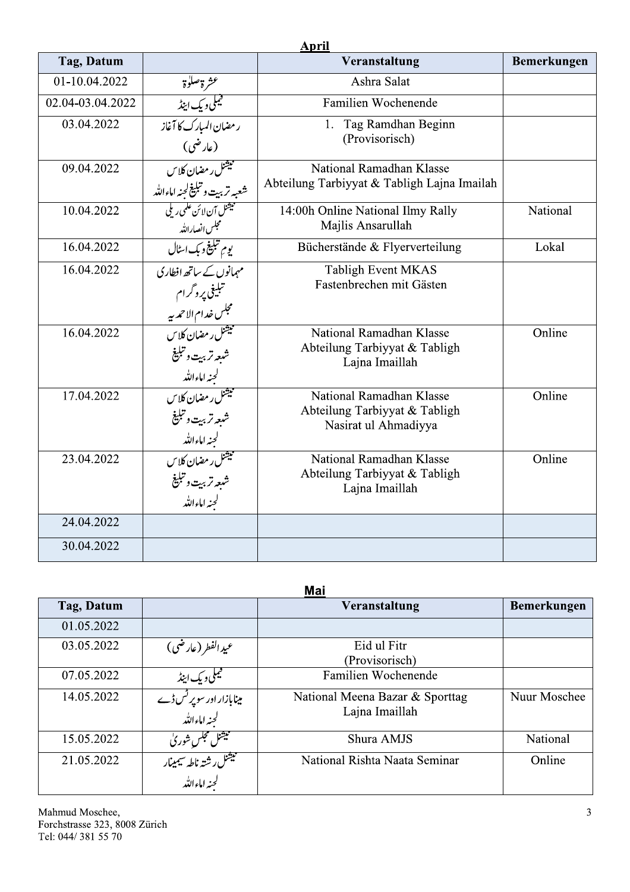## April

| Tag, Datum | | Veranstaltung | Bemerkungen |
|---|---|---|---|
| 01-10.04.2022 | عشرۂ صلوٰۃ | Ashra Salat | |
| 02.04-03.04.2022 | فیملی ویک اینڈ | Familien Wochenende | |
| 03.04.2022 | رمضان المبارک کا آغاز (عارضی) | 1. Tag Ramdhan Beginn (Provisorisch) | |
| 09.04.2022 | نیشنل رمضان کلاس شعبہ تربیت و تبلیغ لجنہ اماء اللہ | National Ramadhan Klasse Abteilung Tarbiyyat & Tabligh Lajna Imailah | |
| 10.04.2022 | نیشنل آن لائن علمی ریلی مجلس انصاراللہ | 14:00h Online National Ilmy Rally Majlis Ansarullah | National |
| 16.04.2022 | یوم تبلیغ و بک اسٹال | Bücherstände & Flyerverteilung | Lokal |
| 16.04.2022 | مہمانوں کے ساتھ افطاری تبلیغی پروگرام مجلس خدام الاحمدیہ | Tabligh Event MKAS Fastenbrechen mit Gästen | |
| 16.04.2022 | نیشنل رمضان کلاس شعبہ تربیت و تبلیغ لجنہ اماء اللہ | National Ramadhan Klasse Abteilung Tarbiyyat & Tabligh Lajna Imaillah | Online |
| 17.04.2022 | نیشنل رمضان کلاس شعبہ تربیت و تبلیغ لجنہ اماء اللہ | National Ramadhan Klasse Abteilung Tarbiyyat & Tabligh Nasirat ul Ahmadiyya | Online |
| 23.04.2022 | نیشنل رمضان کلاس شعبہ تربیت و تبلیغ لجنہ اماء اللہ | National Ramadhan Klasse Abteilung Tarbiyyat & Tabligh Lajna Imaillah | Online |
| 24.04.2022 | | | |
| 30.04.2022 | | | |

## Mai

| Tag, Datum | | Veranstaltung | Bemerkungen |
|---|---|---|---|
| 01.05.2022 | | | |
| 03.05.2022 | عیدالفطر (عارضی) | Eid ul Fitr (Provisorisch) | |
| 07.05.2022 | فیملی ویک اینڈ | Familien Wochenende | |
| 14.05.2022 | مینا بازار اور سپورٹس ڈے لجنہ اماء اللہ | National Meena Bazar & Sporttag Lajna Imaillah | Nuur Moschee |
| 15.05.2022 | نیشنل مجلس شوریٰ | Shura AMJS | National |
| 21.05.2022 | نیشنل رشتہ ناطہ سیمینار لجنہ اماء اللہ | National Rishta Naata Seminar | Online |

Mahmud Moschee,
Forchstrasse 323, 8008 Zürich
Tel: 044/ 381 55 70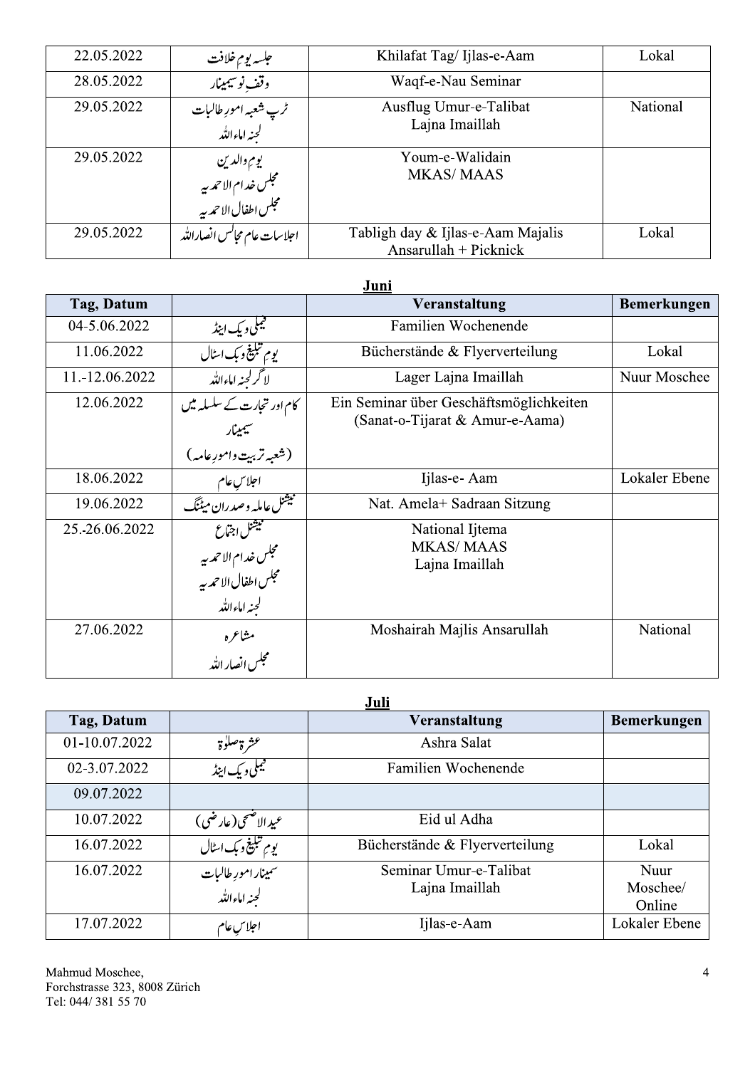| 22.05.2022 | جلسہ یومِ خلافت | Khilafat Tag/ Ijlas-e-Aam | Lokal |
|---|---|---|---|
| 28.05.2022 | وقفِ نو سیمینار | Waqf-e-Nau Seminar | |
| 29.05.2022 | ٹرپ شعبہ امورِ طالبات<br>لجنہ اماء اللہ | Ausflug Umur-e-Talibat<br>Lajna Imaillah | National |
| 29.05.2022 | یومِ والدین<br>مجلس خدام الاحمدیہ<br>مجلس اطفال الاحمدیہ | Youm-e-Walidain<br>MKAS/ MAAS | |
| 29.05.2022 | اجلاسات عام مجالس انصاراللہ | Tabligh day & Ijlas-e-Aam Majalis<br>Ansarullah + Picknick | Lokal |

**Juni**

| Tag, Datum | | Veranstaltung | Bemerkungen |
|---|---|---|---|
| 04-5.06.2022 | فیملی ویک اینڈ | Familien Wochenende | |
| 11.06.2022 | یومِ تبلیغ وبک اسٹال | Bücherstände & Flyerverteilung | Lokal |
| 11.-12.06.2022 | لاگر لجنہ اماء اللہ | Lager Lajna Imaillah | Nuur Moschee |
| 12.06.2022 | کام اور تجارت کے سلسلہ میں<br>سیمینار<br>(شعبہ تربیت وامورِ عامہ) | Ein Seminar über Geschäftsmöglichkeiten<br>(Sanat-o-Tijarat & Amur-e-Aama) | |
| 18.06.2022 | اجلاسِ عام | Ijlas-e- Aam | Lokaler Ebene |
| 19.06.2022 | نیشنل عاملہ وصدران میٹنگ | Nat. Amela+ Sadraan Sitzung | |
| 25.-26.06.2022 | نیشنل اجتماع<br>مجلس خدام الاحمدیہ<br>مجلس اطفال الاحمدیہ<br>لجنہ اماء اللہ | National Ijtema<br>MKAS/ MAAS<br>Lajna Imaillah | |
| 27.06.2022 | مشاعرہ<br>مجلس انصار اللہ | Moshairah Majlis Ansarullah | National |

**Juli**

| Tag, Datum | | Veranstaltung | Bemerkungen |
|---|---|---|---|
| 01-10.07.2022 | عشرۃ صلوٰۃ | Ashra Salat | |
| 02-3.07.2022 | فیملی ویک اینڈ | Familien Wochenende | |
| 09.07.2022 | | | |
| 10.07.2022 | عید الاضحی (عارضی) | Eid ul Adha | |
| 16.07.2022 | یومِ تبلیغ وبک اسٹال | Bücherstände & Flyerverteilung | Lokal |
| 16.07.2022 | سیمینار امورِ طالبات<br>لجنہ اماء اللہ | Seminar Umur-e-Talibat<br>Lajna Imaillah | Nuur Moschee/ Online |
| 17.07.2022 | اجلاسِ عام | Ijlas-e-Aam | Lokaler Ebene |

Mahmud Moschee,
Forchstrasse 323, 8008 Zürich
Tel: 044/ 381 55 70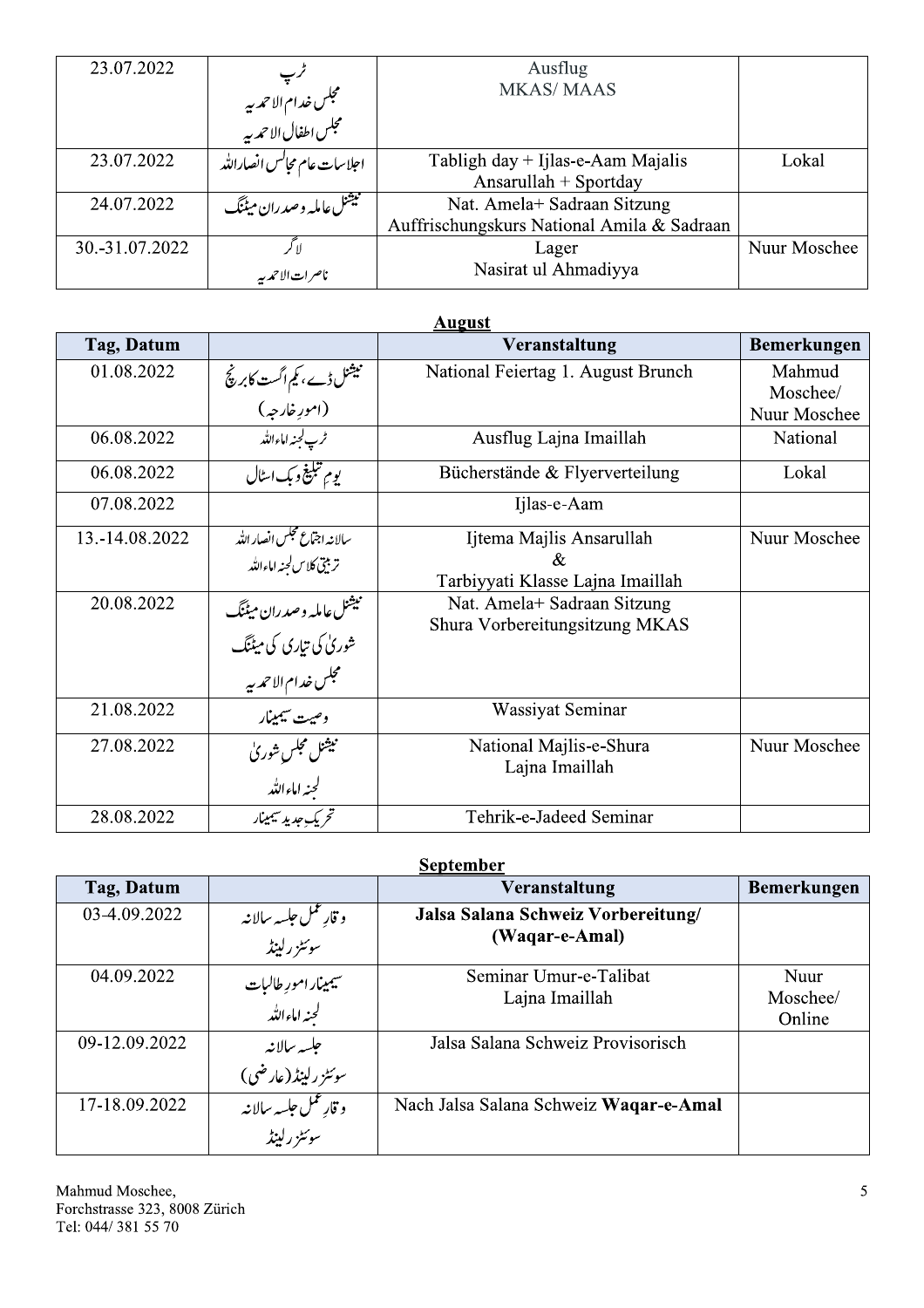| | | | |
|---|---|---|---|
| 23.07.2022 | ٹرپ مجلس خدام الاحمدیہ مجلس اطفال الاحمدیہ | Ausflug MKAS/ MAAS | |
| 23.07.2022 | اجلاسات عام مجالس انصاراللہ | Tabligh day + Ijlas-e-Aam Majalis Ansarullah + Sportday | Lokal |
| 24.07.2022 | نیشنل عاملہ و صدران میٹنگ | Nat. Amela+ Sadraan Sitzung Auffrischungskurs National Amila & Sadraan | |
| 30.-31.07.2022 | لاگر ناصرات الاحمدیہ | Lager Nasirat ul Ahmadiyya | Nuur Moschee |

**August**

| Tag, Datum | | Veranstaltung | Bemerkungen |
|---|---|---|---|
| 01.08.2022 | نیشنل ڈے، یکم اگست کا برنچ (امورِ خارجہ) | National Feiertag 1. August Brunch | Mahmud Moschee/ Nuur Moschee |
| 06.08.2022 | ٹرپ لجنہ اماءاللہ | Ausflug Lajna Imaillah | National |
| 06.08.2022 | یوم تبلیغ و بک اسٹال | Bücherstände & Flyerverteilung | Lokal |
| 07.08.2022 | | Ijlas-e-Aam | |
| 13.-14.08.2022 | سالانہ اجتماع مجلس انصاراللہ تربیتی کلاس لجنہ اماءاللہ | Ijtema Majlis Ansarullah & Tarbiyyati Klasse Lajna Imaillah | Nuur Moschee |
| 20.08.2022 | نیشنل عاملہ و صدران میٹنگ شوریٰ کی تیاری کی میٹنگ مجلس خدام الاحمدیہ | Nat. Amela+ Sadraan Sitzung Shura Vorbereitungsitzung MKAS | |
| 21.08.2022 | وصیت سیمینار | Wassiyat Seminar | |
| 27.08.2022 | نیشنل مجلس شوریٰ لجنہ اماءاللہ | National Majlis-e-Shura Lajna Imaillah | Nuur Moschee |
| 28.08.2022 | تحریک جدید سیمینار | Tehrik-e-Jadeed Seminar | |

**September**

| Tag, Datum | | Veranstaltung | Bemerkungen |
|---|---|---|---|
| 03-4.09.2022 | وقارِ عمل جلسہ سالانہ سوئٹزرلینڈ | **Jalsa Salana Schweiz Vorbereitung/ (Waqar-e-Amal)** | |
| 04.09.2022 | سیمینار امورِ طالبات لجنہ اماءاللہ | Seminar Umur-e-Talibat Lajna Imaillah | Nuur Moschee/ Online |
| 09-12.09.2022 | جلسہ سالانہ سوئٹزرلینڈ (عارضی) | Jalsa Salana Schweiz Provisorisch | |
| 17-18.09.2022 | وقارِ عمل جلسہ سالانہ سوئٹزرلینڈ | Nach Jalsa Salana Schweiz **Waqar-e-Amal** | |

Mahmud Moschee,
Forchstrasse 323, 8008 Zürich
Tel: 044/ 381 55 70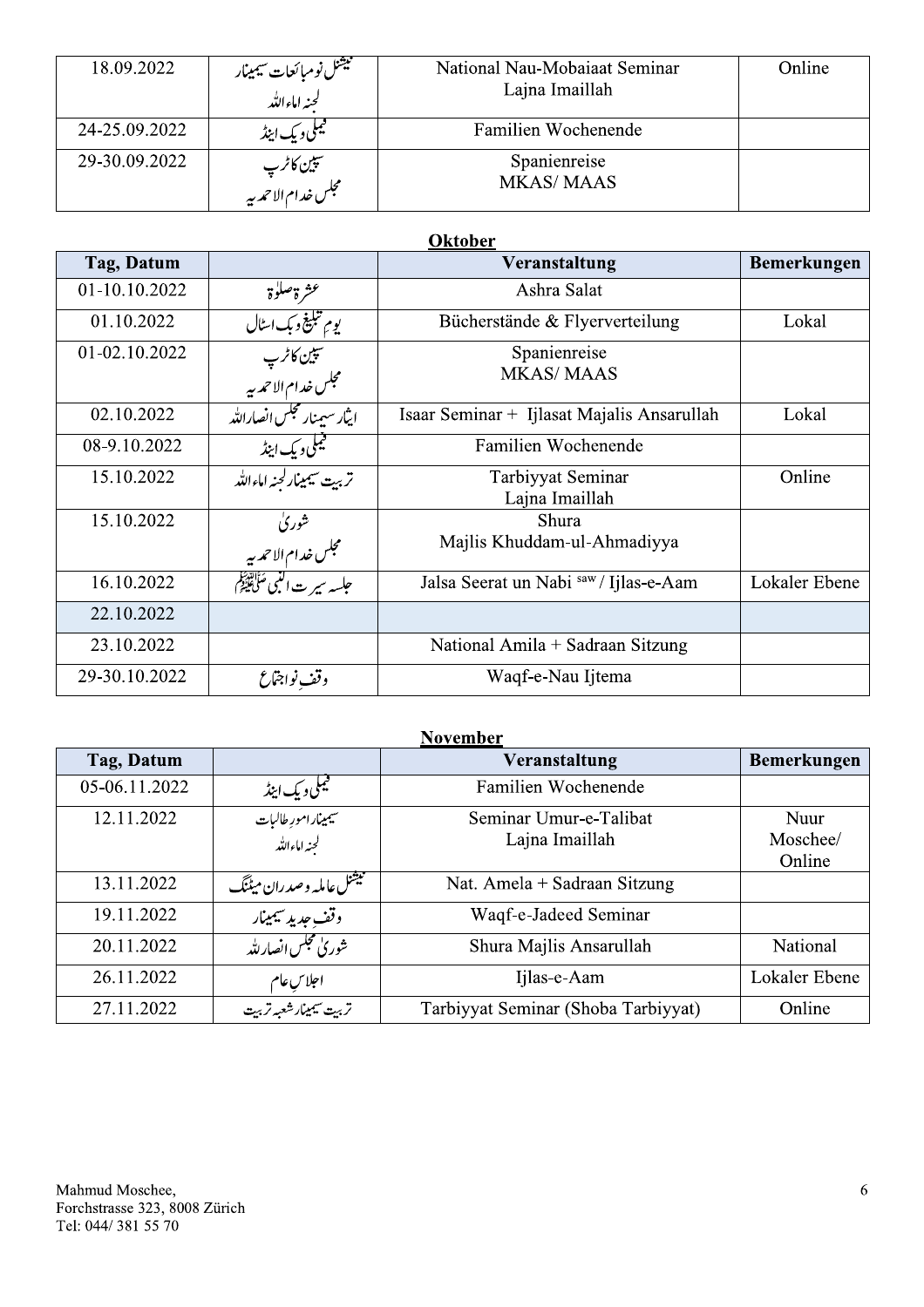| | | | |
|---|---|---|---|
| 18.09.2022 | نیشنل نومبائعات سیمینار لجنہ اماء اللہ | National Nau-Mobaiaat Seminar Lajna Imaillah | Online |
| 24-25.09.2022 | فیملی ویک اینڈ | Familien Wochenende | |
| 29-30.09.2022 | سپین کا ٹرپ مجلس خدام الاحمدیہ | Spanienreise MKAS/ MAAS | |

**Oktober**

| Tag, Datum | | Veranstaltung | Bemerkungen |
|---|---|---|---|
| 01-10.10.2022 | عشرۂ صلوٰۃ | Ashra Salat | |
| 01.10.2022 | یوم تبلیغ و بک اسٹال | Bücherstände & Flyerverteilung | Lokal |
| 01-02.10.2022 | سپین کا ٹرپ مجلس خدام الاحمدیہ | Spanienreise MKAS/ MAAS | |
| 02.10.2022 | ایثار سیمینار مجلس انصاراللہ | Isaar Seminar + Ijlasat Majalis Ansarullah | Lokal |
| 08-9.10.2022 | فیملی ویک اینڈ | Familien Wochenende | |
| 15.10.2022 | تربیت سیمینار لجنہ اماء اللہ | Tarbiyyat Seminar Lajna Imaillah | Online |
| 15.10.2022 | شوریٰ مجلس خدام الاحمدیہ | Shura Majlis Khuddam-ul-Ahmadiyya | |
| 16.10.2022 | جلسہ سیرت النبی ﷺ | Jalsa Seerat un Nabi saw / Ijlas-e-Aam | Lokaler Ebene |
| 22.10.2022 | | | |
| 23.10.2022 | | National Amila + Sadraan Sitzung | |
| 29-30.10.2022 | وقفِ نو اجتماع | Waqf-e-Nau Ijtema | |

**November**

| Tag, Datum | | Veranstaltung | Bemerkungen |
|---|---|---|---|
| 05-06.11.2022 | فیملی ویک اینڈ | Familien Wochenende | |
| 12.11.2022 | سیمینار امور طالبات لجنہ اماء اللہ | Seminar Umur-e-Talibat Lajna Imaillah | Nuur Moschee/ Online |
| 13.11.2022 | نیشنل عاملہ و صدران میٹنگ | Nat. Amela + Sadraan Sitzung | |
| 19.11.2022 | وقفِ جدید سیمینار | Waqf-e-Jadeed Seminar | |
| 20.11.2022 | شوریٰ مجلس انصاراللہ | Shura Majlis Ansarullah | National |
| 26.11.2022 | اجلاسِ عام | Ijlas-e-Aam | Lokaler Ebene |
| 27.11.2022 | تربیت سیمینار شعبہ تربیت | Tarbiyyat Seminar (Shoba Tarbiyyat) | Online |

Mahmud Moschee,
Forchstrasse 323, 8008 Zürich
Tel: 044/ 381 55 70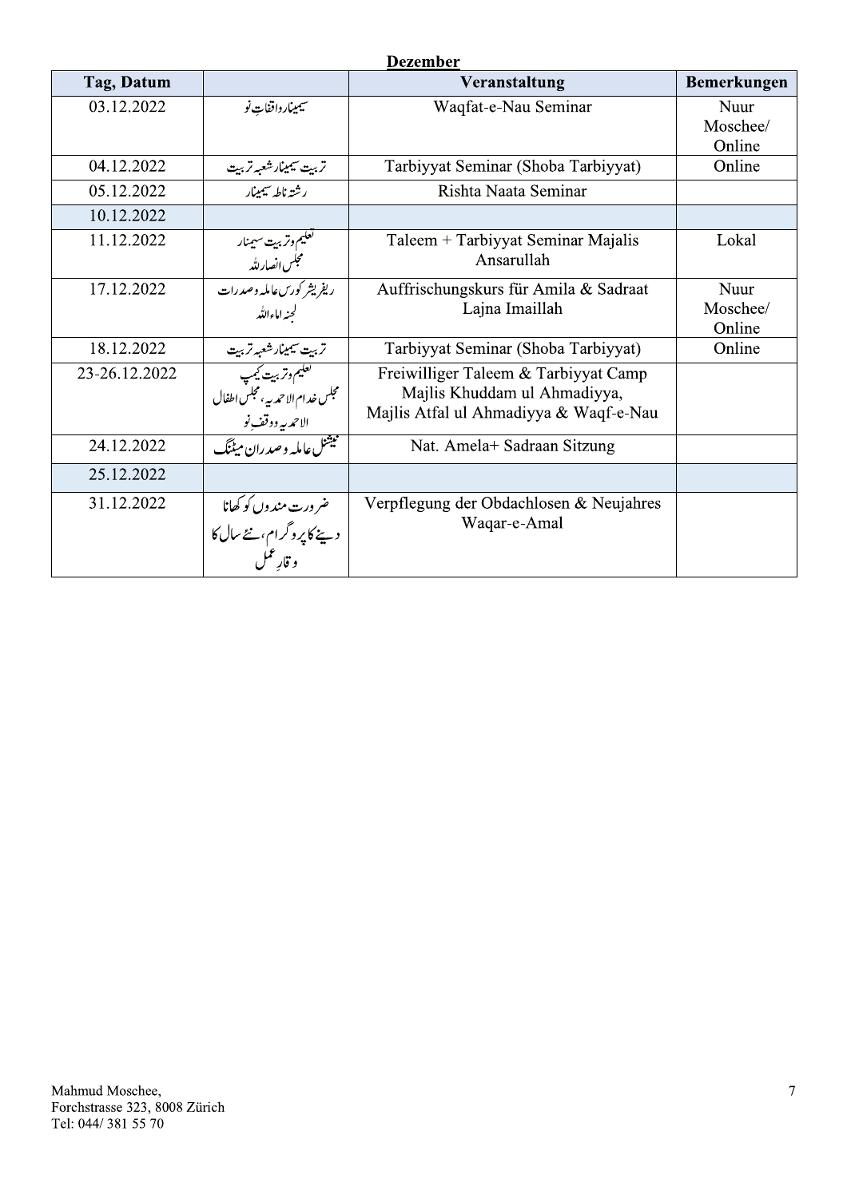**Dezember**

| Tag, Datum | | Veranstaltung | Bemerkungen |
|---|---|---|---|
| 03.12.2022 | سیمینار واقفاتِ نو | Waqfat-e-Nau Seminar | Nuur Moschee/ Online |
| 04.12.2022 | تربیت سیمینار شعبہ تربیت | Tarbiyyat Seminar (Shoba Tarbiyyat) | Online |
| 05.12.2022 | رشتہ ناطہ سیمینار | Rishta Naata Seminar | |
| 10.12.2022 | | | |
| 11.12.2022 | تعلیم و تربیت سیمینار مجلس انصاراللہ | Taleem + Tarbiyyat Seminar Majalis Ansarullah | Lokal |
| 17.12.2022 | ریفریشر کورس عاملہ و صدرات لجنہ اماء اللہ | Auffrischungskurs für Amila & Sadraat Lajna Imaillah | Nuur Moschee/ Online |
| 18.12.2022 | تربیت سیمینار شعبہ تربیت | Tarbiyyat Seminar (Shoba Tarbiyyat) | Online |
| 23-26.12.2022 | تعلیم و تربیت کیمپ مجلس خدام الاحمدیہ، مجلس اطفال الاحمدیہ و وقفِ نو | Freiwilliger Taleem & Tarbiyyat Camp Majlis Khuddam ul Ahmadiyya, Majlis Atfal ul Ahmadiyya & Waqf-e-Nau | |
| 24.12.2022 | نیشنل عاملہ و صدران میٹنگ | Nat. Amela+ Sadraan Sitzung | |
| 25.12.2022 | | | |
| 31.12.2022 | ضرورت مندوں کو کھانا دینے کا پروگرام، نئے سال کا وقارِ عمل | Verpflegung der Obdachlosen & Neujahres Waqar-e-Amal | |

Mahmud Moschee,
Forchstrasse 323, 8008 Zürich
Tel: 044/ 381 55 70